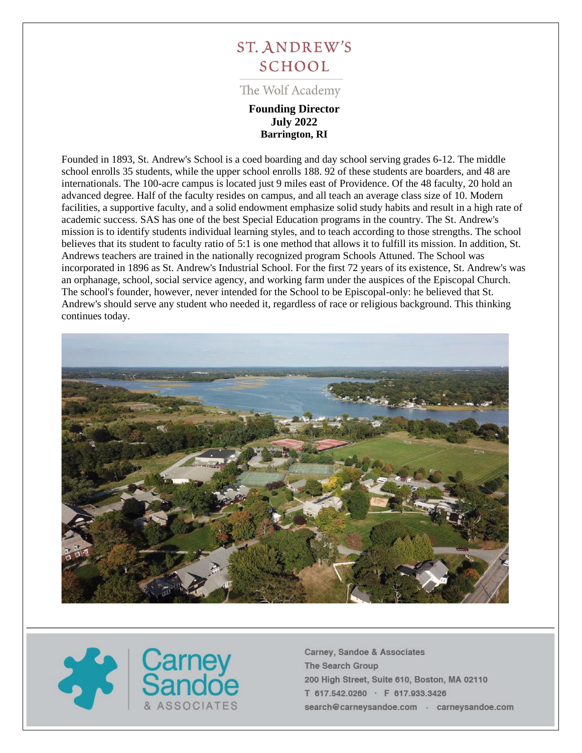# ST. ANDREW'S SCHOOL

The Wolf Academy

**Founding Director**
**July 2022**
**Barrington, RI**

Founded in 1893, St. Andrew's School is a coed boarding and day school serving grades 6-12. The middle school enrolls 35 students, while the upper school enrolls 188. 92 of these students are boarders, and 48 are internationals. The 100-acre campus is located just 9 miles east of Providence. Of the 48 faculty, 20 hold an advanced degree. Half of the faculty resides on campus, and all teach an average class size of 10. Modern facilities, a supportive faculty, and a solid endowment emphasize solid study habits and result in a high rate of academic success. SAS has one of the best Special Education programs in the country. The St. Andrew's mission is to identify students individual learning styles, and to teach according to those strengths. The school believes that its student to faculty ratio of 5:1 is one method that allows it to fulfill its mission. In addition, St. Andrews teachers are trained in the nationally recognized program Schools Attuned. The School was incorporated in 1896 as St. Andrew's Industrial School. For the first 72 years of its existence, St. Andrew's was an orphanage, school, social service agency, and working farm under the auspices of the Episcopal Church. The school's founder, however, never intended for the School to be Episcopal-only: he believed that St. Andrew's should serve any student who needed it, regardless of race or religious background. This thinking continues today.

Carney Sandoe & Associates

Carney, Sandoe & Associates
The Search Group
200 High Street, Suite 610, Boston, MA 02110
T 617.542.0260 · F 617.933.3426
search@carneysandoe.com · carneysandoe.com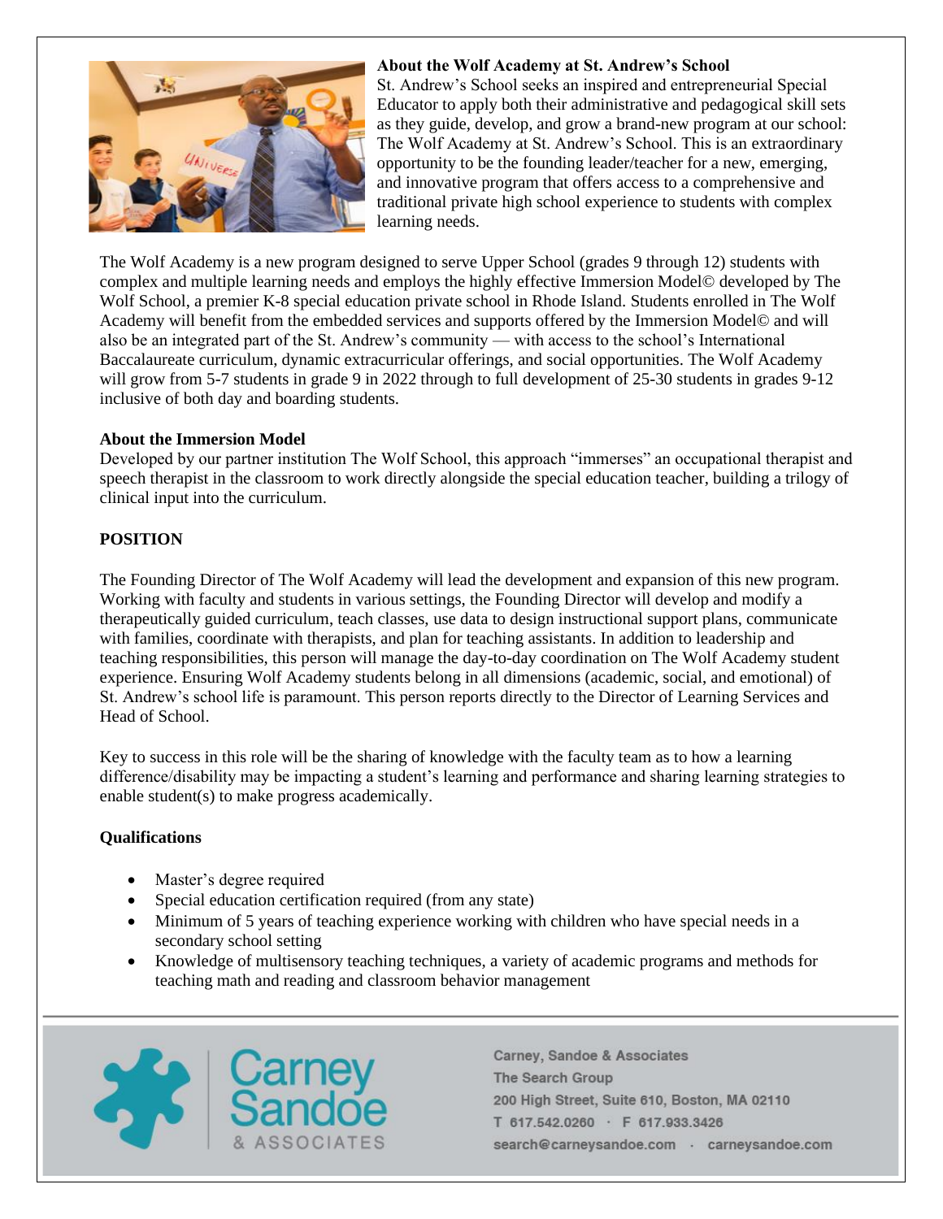**About the Wolf Academy at St. Andrew's School**

St. Andrew's School seeks an inspired and entrepreneurial Special Educator to apply both their administrative and pedagogical skill sets as they guide, develop, and grow a brand-new program at our school: The Wolf Academy at St. Andrew's School. This is an extraordinary opportunity to be the founding leader/teacher for a new, emerging, and innovative program that offers access to a comprehensive and traditional private high school experience to students with complex learning needs.

The Wolf Academy is a new program designed to serve Upper School (grades 9 through 12) students with complex and multiple learning needs and employs the highly effective Immersion Model© developed by The Wolf School, a premier K-8 special education private school in Rhode Island. Students enrolled in The Wolf Academy will benefit from the embedded services and supports offered by the Immersion Model© and will also be an integrated part of the St. Andrew's community — with access to the school's International Baccalaureate curriculum, dynamic extracurricular offerings, and social opportunities. The Wolf Academy will grow from 5-7 students in grade 9 in 2022 through to full development of 25-30 students in grades 9-12 inclusive of both day and boarding students.

**About the Immersion Model**

Developed by our partner institution The Wolf School, this approach "immerses" an occupational therapist and speech therapist in the classroom to work directly alongside the special education teacher, building a trilogy of clinical input into the curriculum.

**POSITION**

The Founding Director of The Wolf Academy will lead the development and expansion of this new program. Working with faculty and students in various settings, the Founding Director will develop and modify a therapeutically guided curriculum, teach classes, use data to design instructional support plans, communicate with families, coordinate with therapists, and plan for teaching assistants. In addition to leadership and teaching responsibilities, this person will manage the day-to-day coordination on The Wolf Academy student experience. Ensuring Wolf Academy students belong in all dimensions (academic, social, and emotional) of St. Andrew's school life is paramount. This person reports directly to the Director of Learning Services and Head of School.

Key to success in this role will be the sharing of knowledge with the faculty team as to how a learning difference/disability may be impacting a student's learning and performance and sharing learning strategies to enable student(s) to make progress academically.

**Qualifications**

- Master's degree required
- Special education certification required (from any state)
- Minimum of 5 years of teaching experience working with children who have special needs in a secondary school setting
- Knowledge of multisensory teaching techniques, a variety of academic programs and methods for teaching math and reading and classroom behavior management

Carney, Sandoe & Associates
The Search Group
200 High Street, Suite 610, Boston, MA 02110
T 617.542.0260 · F 617.933.3426
search@carneysandoe.com · carneysandoe.com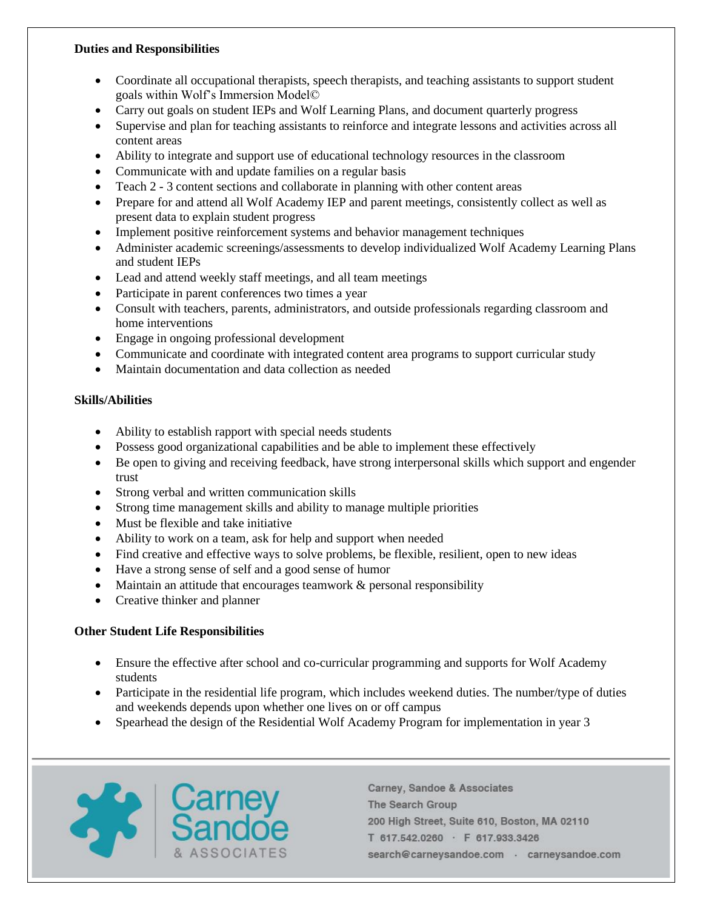**Duties and Responsibilities**

- Coordinate all occupational therapists, speech therapists, and teaching assistants to support student goals within Wolf's Immersion Model©
- Carry out goals on student IEPs and Wolf Learning Plans, and document quarterly progress
- Supervise and plan for teaching assistants to reinforce and integrate lessons and activities across all content areas
- Ability to integrate and support use of educational technology resources in the classroom
- Communicate with and update families on a regular basis
- Teach 2 - 3 content sections and collaborate in planning with other content areas
- Prepare for and attend all Wolf Academy IEP and parent meetings, consistently collect as well as present data to explain student progress
- Implement positive reinforcement systems and behavior management techniques
- Administer academic screenings/assessments to develop individualized Wolf Academy Learning Plans and student IEPs
- Lead and attend weekly staff meetings, and all team meetings
- Participate in parent conferences two times a year
- Consult with teachers, parents, administrators, and outside professionals regarding classroom and home interventions
- Engage in ongoing professional development
- Communicate and coordinate with integrated content area programs to support curricular study
- Maintain documentation and data collection as needed

**Skills/Abilities**

- Ability to establish rapport with special needs students
- Possess good organizational capabilities and be able to implement these effectively
- Be open to giving and receiving feedback, have strong interpersonal skills which support and engender trust
- Strong verbal and written communication skills
- Strong time management skills and ability to manage multiple priorities
- Must be flexible and take initiative
- Ability to work on a team, ask for help and support when needed
- Find creative and effective ways to solve problems, be flexible, resilient, open to new ideas
- Have a strong sense of self and a good sense of humor
- Maintain an attitude that encourages teamwork & personal responsibility
- Creative thinker and planner

**Other Student Life Responsibilities**

- Ensure the effective after school and co-curricular programming and supports for Wolf Academy students
- Participate in the residential life program, which includes weekend duties. The number/type of duties and weekends depends upon whether one lives on or off campus
- Spearhead the design of the Residential Wolf Academy Program for implementation in year 3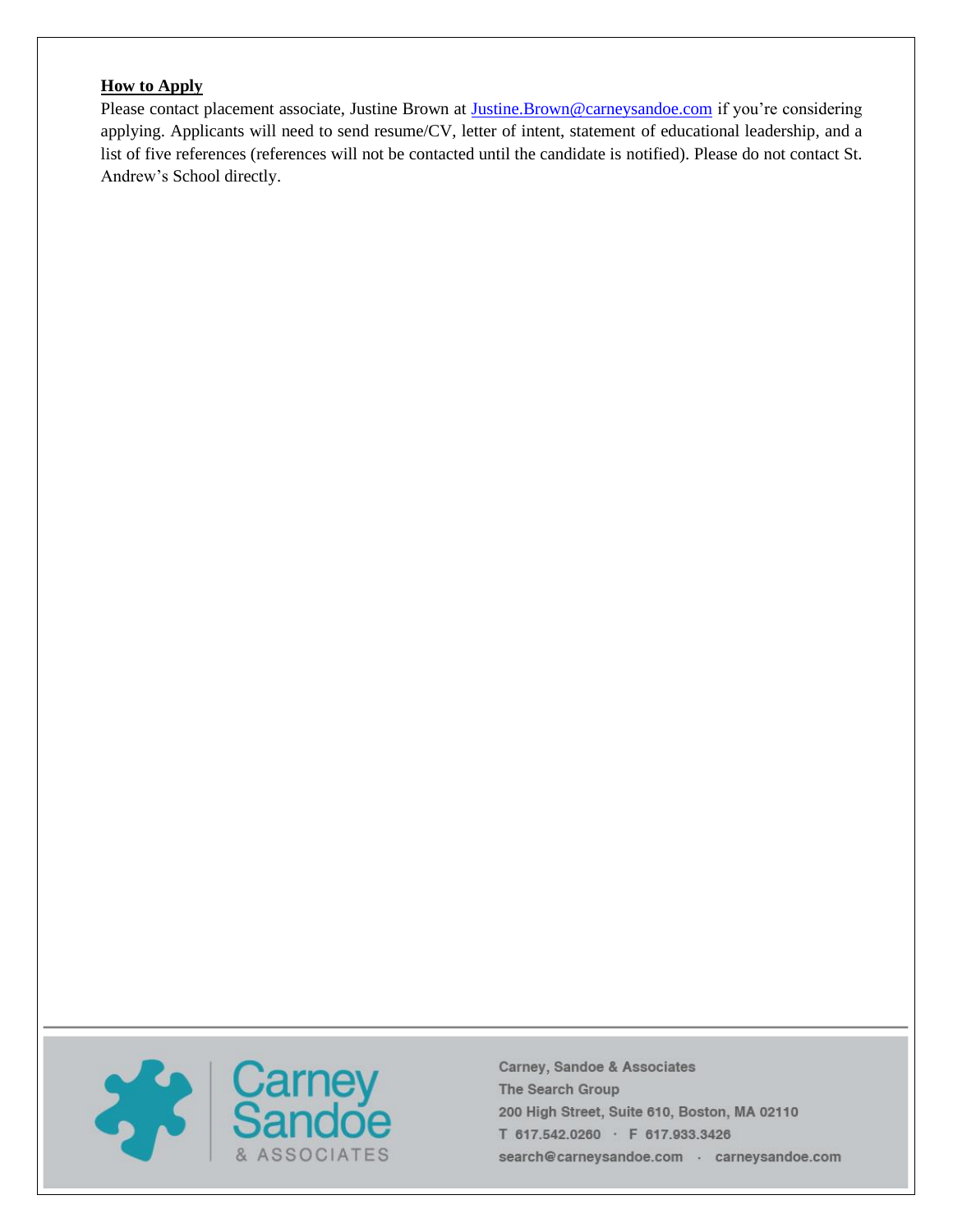**How to Apply**

Please contact placement associate, Justine Brown at [Justine.Brown@carneysandoe.com](mailto:Justine.Brown@carneysandoe.com) if you're considering applying. Applicants will need to send resume/CV, letter of intent, statement of educational leadership, and a list of five references (references will not be contacted until the candidate is notified). Please do not contact St. Andrew's School directly.